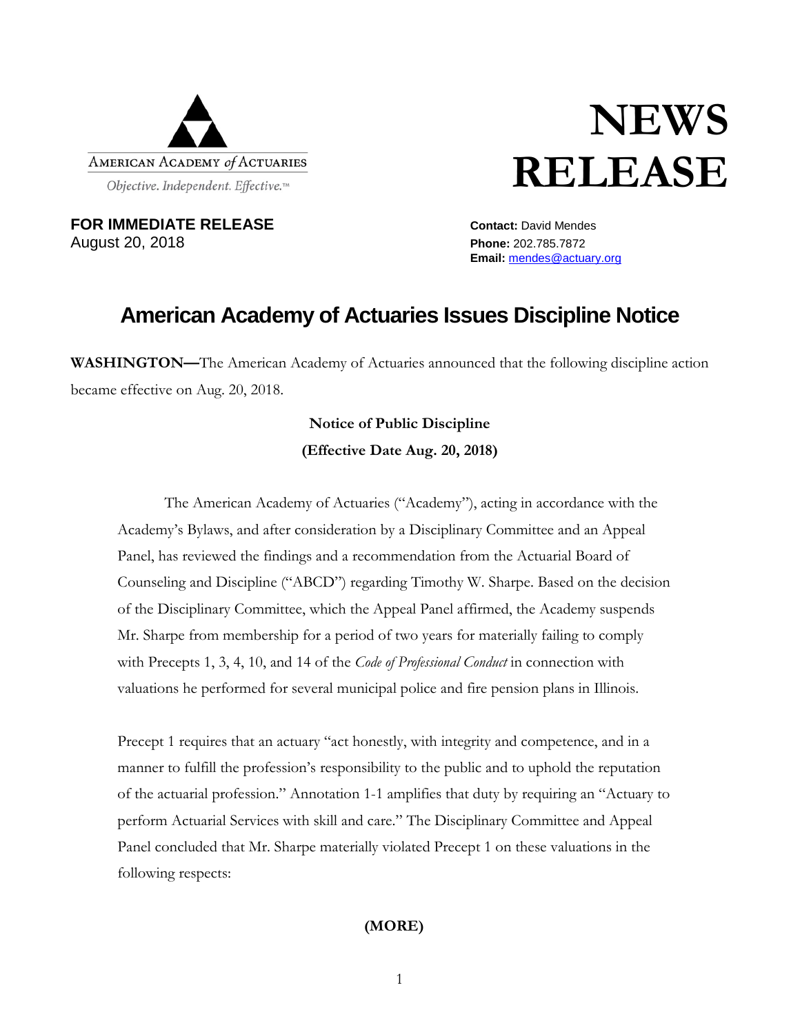American Academy *of* Actuaries

*Objective. Independent. Effective.™*

# NEWS RELEASE

**FOR IMMEDIATE RELEASE**
August 20, 2018

**Contact:** David Mendes
**Phone:** 202.785.7872
**Email:** mendes@actuary.org

## American Academy of Actuaries Issues Discipline Notice

**WASHINGTON—**The American Academy of Actuaries announced that the following discipline action became effective on Aug. 20, 2018.

**Notice of Public Discipline**
**(Effective Date Aug. 20, 2018)**

The American Academy of Actuaries ("Academy"), acting in accordance with the Academy's Bylaws, and after consideration by a Disciplinary Committee and an Appeal Panel, has reviewed the findings and a recommendation from the Actuarial Board of Counseling and Discipline ("ABCD") regarding Timothy W. Sharpe. Based on the decision of the Disciplinary Committee, which the Appeal Panel affirmed, the Academy suspends Mr. Sharpe from membership for a period of two years for materially failing to comply with Precepts 1, 3, 4, 10, and 14 of the *Code of Professional Conduct* in connection with valuations he performed for several municipal police and fire pension plans in Illinois.

Precept 1 requires that an actuary "act honestly, with integrity and competence, and in a manner to fulfill the profession's responsibility to the public and to uphold the reputation of the actuarial profession." Annotation 1-1 amplifies that duty by requiring an "Actuary to perform Actuarial Services with skill and care." The Disciplinary Committee and Appeal Panel concluded that Mr. Sharpe materially violated Precept 1 on these valuations in the following respects:

**(MORE)**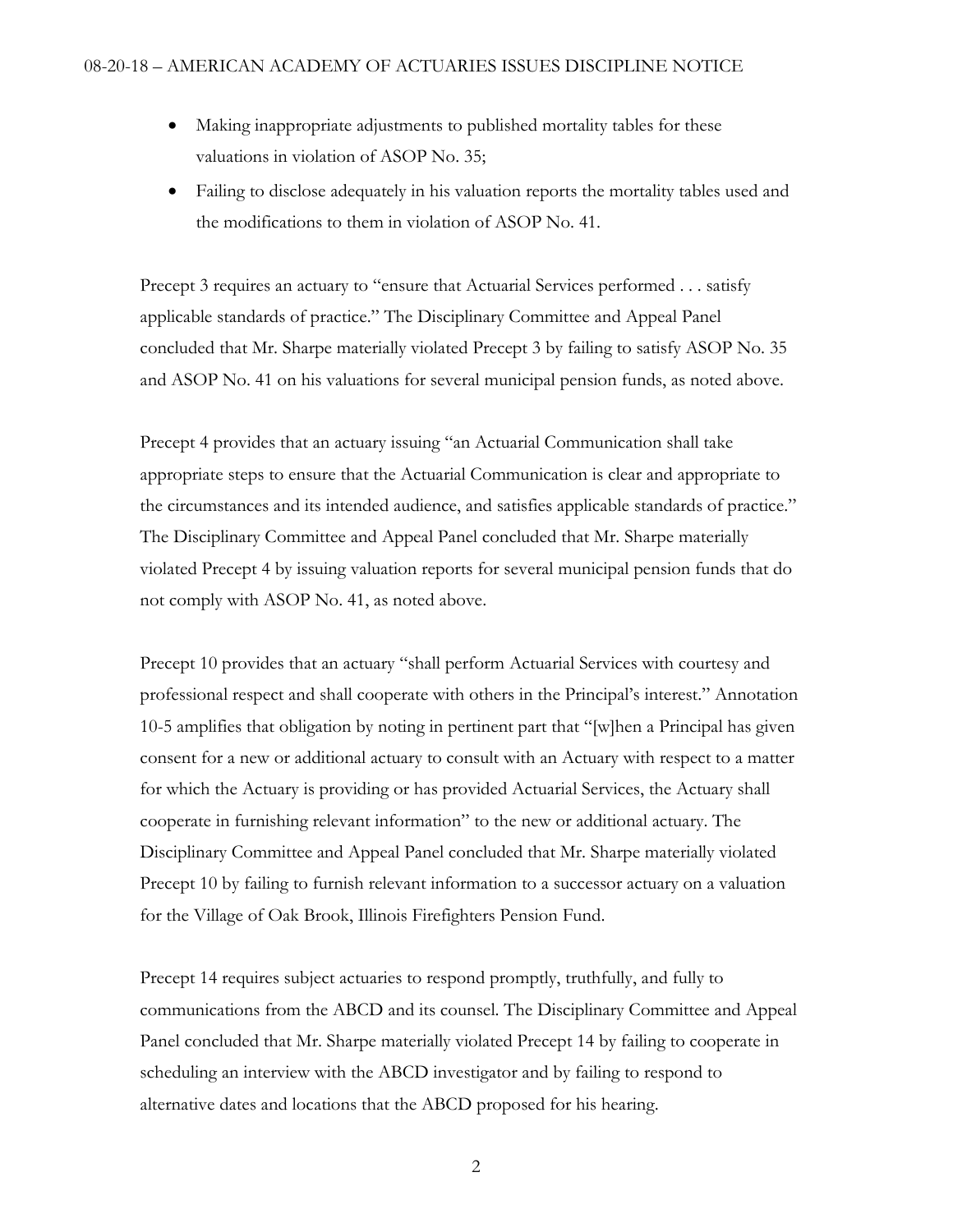- Making inappropriate adjustments to published mortality tables for these valuations in violation of ASOP No. 35;
- Failing to disclose adequately in his valuation reports the mortality tables used and the modifications to them in violation of ASOP No. 41.

Precept 3 requires an actuary to "ensure that Actuarial Services performed . . . satisfy applicable standards of practice." The Disciplinary Committee and Appeal Panel concluded that Mr. Sharpe materially violated Precept 3 by failing to satisfy ASOP No. 35 and ASOP No. 41 on his valuations for several municipal pension funds, as noted above.

Precept 4 provides that an actuary issuing "an Actuarial Communication shall take appropriate steps to ensure that the Actuarial Communication is clear and appropriate to the circumstances and its intended audience, and satisfies applicable standards of practice." The Disciplinary Committee and Appeal Panel concluded that Mr. Sharpe materially violated Precept 4 by issuing valuation reports for several municipal pension funds that do not comply with ASOP No. 41, as noted above.

Precept 10 provides that an actuary "shall perform Actuarial Services with courtesy and professional respect and shall cooperate with others in the Principal's interest." Annotation 10-5 amplifies that obligation by noting in pertinent part that "[w]hen a Principal has given consent for a new or additional actuary to consult with an Actuary with respect to a matter for which the Actuary is providing or has provided Actuarial Services, the Actuary shall cooperate in furnishing relevant information" to the new or additional actuary. The Disciplinary Committee and Appeal Panel concluded that Mr. Sharpe materially violated Precept 10 by failing to furnish relevant information to a successor actuary on a valuation for the Village of Oak Brook, Illinois Firefighters Pension Fund.

Precept 14 requires subject actuaries to respond promptly, truthfully, and fully to communications from the ABCD and its counsel. The Disciplinary Committee and Appeal Panel concluded that Mr. Sharpe materially violated Precept 14 by failing to cooperate in scheduling an interview with the ABCD investigator and by failing to respond to alternative dates and locations that the ABCD proposed for his hearing.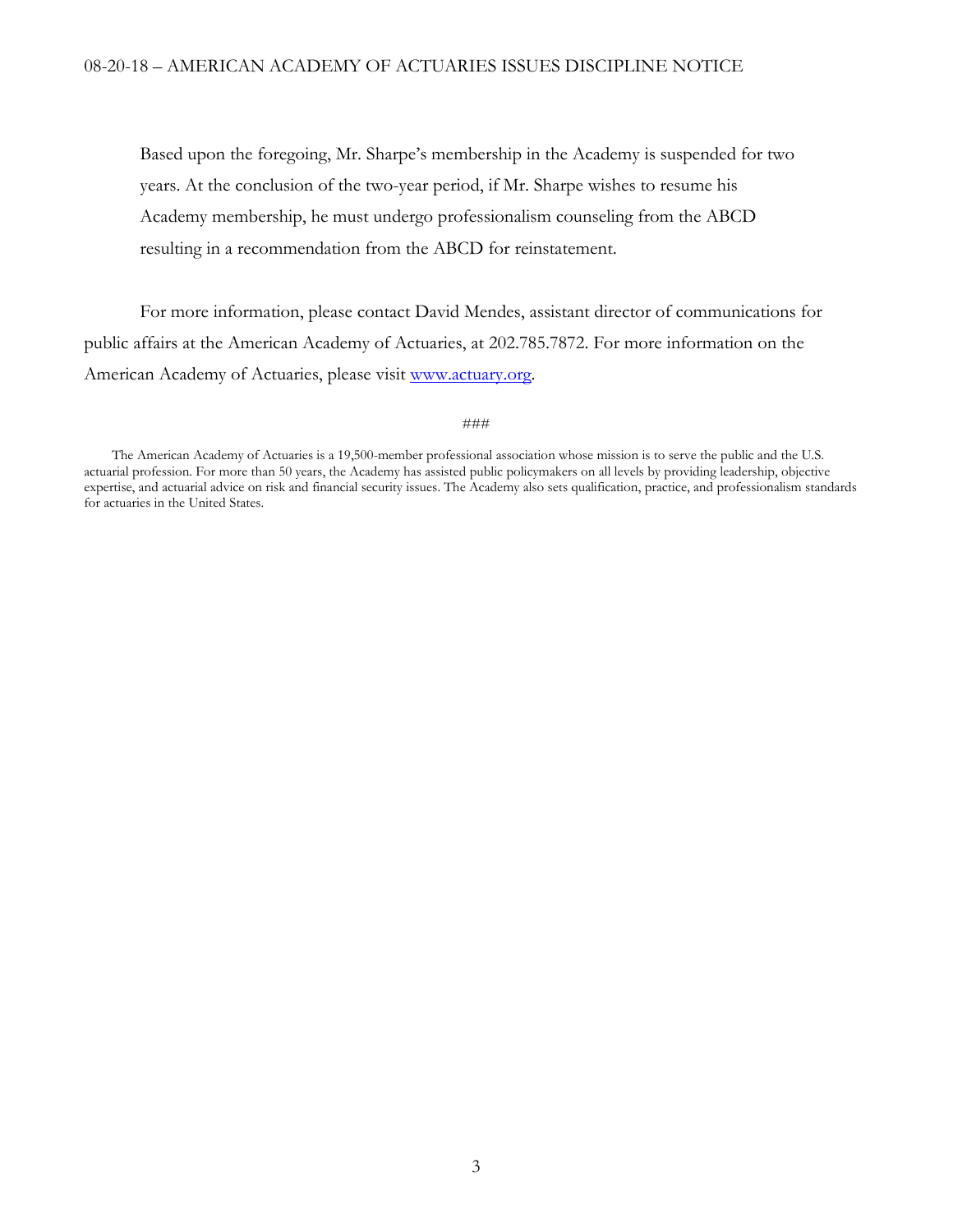Based upon the foregoing, Mr. Sharpe's membership in the Academy is suspended for two years. At the conclusion of the two-year period, if Mr. Sharpe wishes to resume his Academy membership, he must undergo professionalism counseling from the ABCD resulting in a recommendation from the ABCD for reinstatement.

For more information, please contact David Mendes, assistant director of communications for public affairs at the American Academy of Actuaries, at 202.785.7872. For more information on the American Academy of Actuaries, please visit www.actuary.org.

###

The American Academy of Actuaries is a 19,500-member professional association whose mission is to serve the public and the U.S. actuarial profession. For more than 50 years, the Academy has assisted public policymakers on all levels by providing leadership, objective expertise, and actuarial advice on risk and financial security issues. The Academy also sets qualification, practice, and professionalism standards for actuaries in the United States.